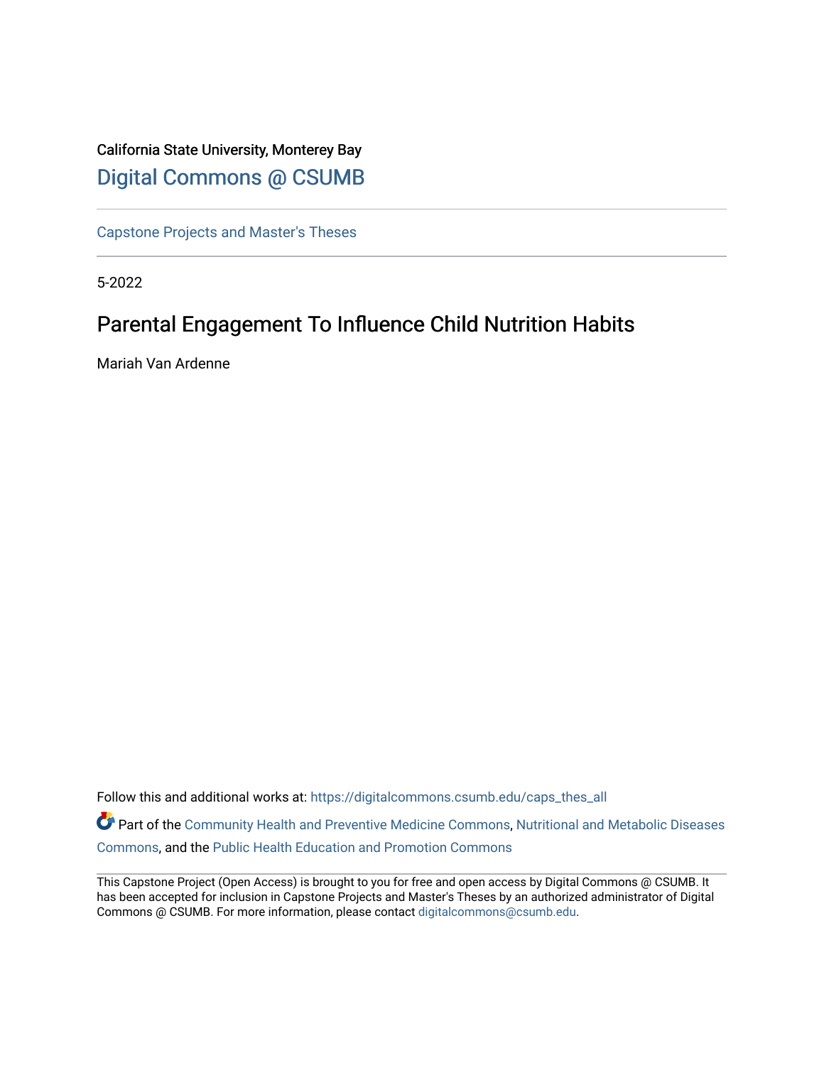California State University, Monterey Bay

[Digital Commons @ CSUMB](https://digitalcommons.csumb.edu/)

[Capstone Projects and Master's Theses](https://digitalcommons.csumb.edu/caps_thes_all)

5-2022

# Parental Engagement To Influence Child Nutrition Habits

Mariah Van Ardenne

Follow this and additional works at: https://digitalcommons.csumb.edu/caps_thes_all

Part of the Community Health and Preventive Medicine Commons, Nutritional and Metabolic Diseases Commons, and the Public Health Education and Promotion Commons

This Capstone Project (Open Access) is brought to you for free and open access by Digital Commons @ CSUMB. It has been accepted for inclusion in Capstone Projects and Master's Theses by an authorized administrator of Digital Commons @ CSUMB. For more information, please contact digitalcommons@csumb.edu.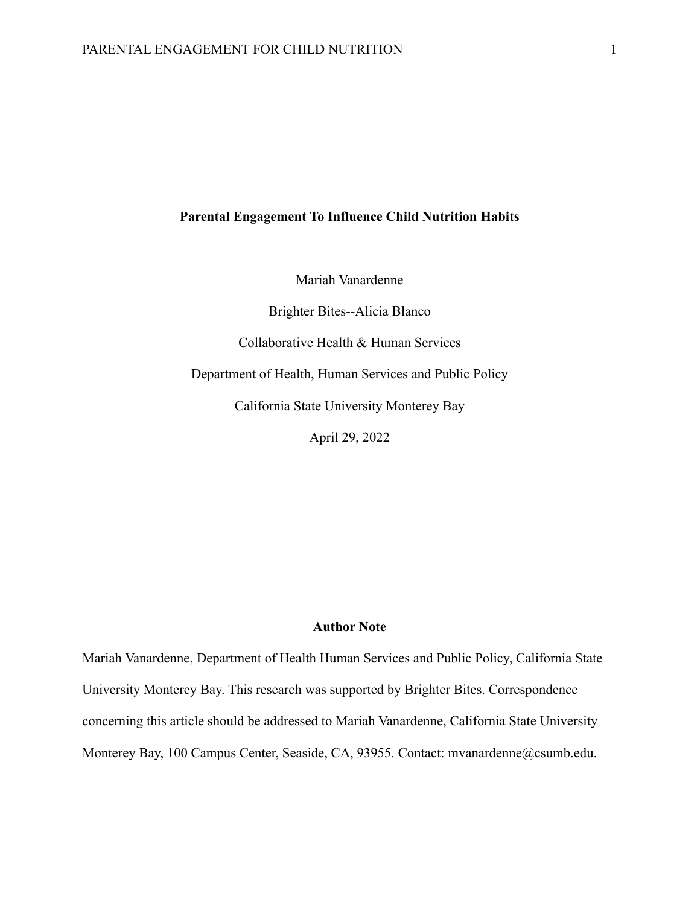# Parental Engagement To Influence Child Nutrition Habits

Mariah Vanardenne

Brighter Bites--Alicia Blanco

Collaborative Health & Human Services

Department of Health, Human Services and Public Policy

California State University Monterey Bay

April 29, 2022

## Author Note

Mariah Vanardenne, Department of Health Human Services and Public Policy, California State University Monterey Bay. This research was supported by Brighter Bites. Correspondence concerning this article should be addressed to Mariah Vanardenne, California State University Monterey Bay, 100 Campus Center, Seaside, CA, 93955. Contact: mvanardenne@csumb.edu.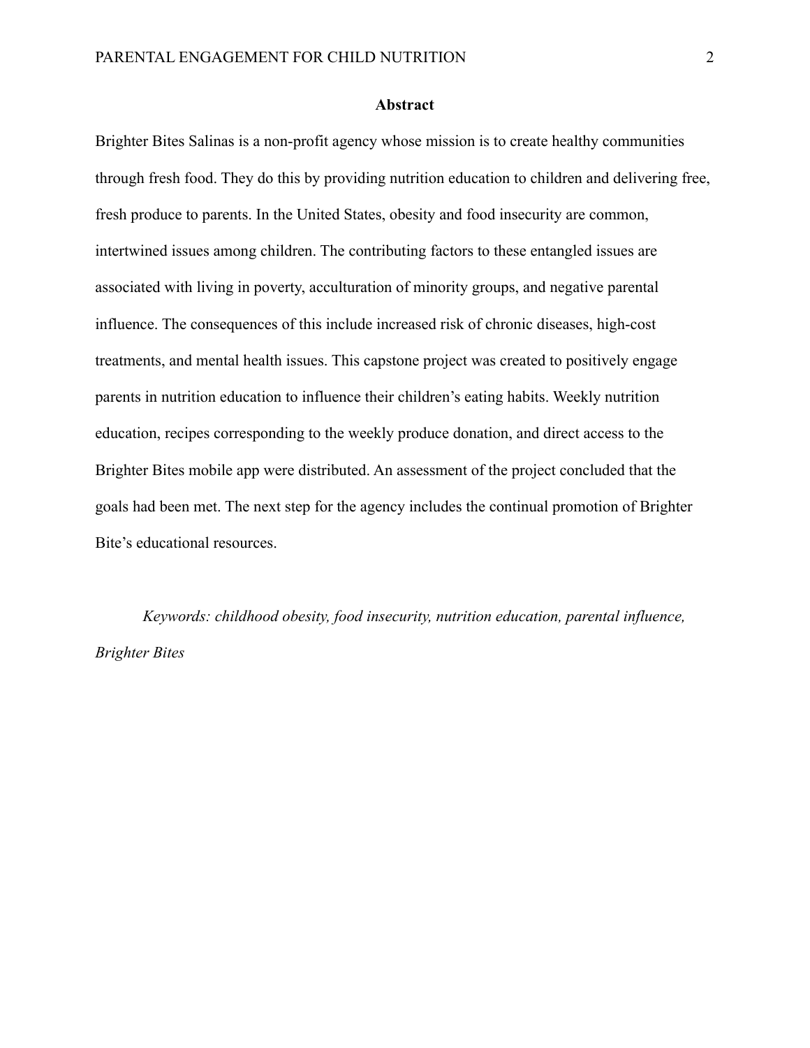## Abstract

Brighter Bites Salinas is a non-profit agency whose mission is to create healthy communities through fresh food. They do this by providing nutrition education to children and delivering free, fresh produce to parents. In the United States, obesity and food insecurity are common, intertwined issues among children. The contributing factors to these entangled issues are associated with living in poverty, acculturation of minority groups, and negative parental influence. The consequences of this include increased risk of chronic diseases, high-cost treatments, and mental health issues. This capstone project was created to positively engage parents in nutrition education to influence their children's eating habits. Weekly nutrition education, recipes corresponding to the weekly produce donation, and direct access to the Brighter Bites mobile app were distributed. An assessment of the project concluded that the goals had been met. The next step for the agency includes the continual promotion of Brighter Bite's educational resources.

*Keywords: childhood obesity, food insecurity, nutrition education, parental influence, Brighter Bites*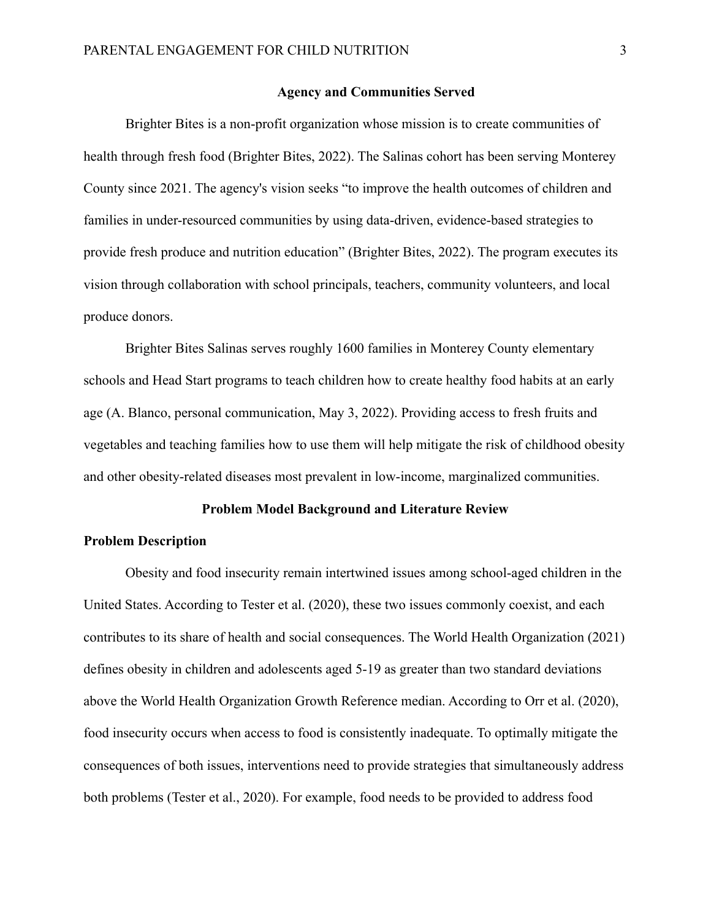## Agency and Communities Served

Brighter Bites is a non-profit organization whose mission is to create communities of health through fresh food (Brighter Bites, 2022). The Salinas cohort has been serving Monterey County since 2021. The agency's vision seeks "to improve the health outcomes of children and families in under-resourced communities by using data-driven, evidence-based strategies to provide fresh produce and nutrition education" (Brighter Bites, 2022). The program executes its vision through collaboration with school principals, teachers, community volunteers, and local produce donors.

Brighter Bites Salinas serves roughly 1600 families in Monterey County elementary schools and Head Start programs to teach children how to create healthy food habits at an early age (A. Blanco, personal communication, May 3, 2022). Providing access to fresh fruits and vegetables and teaching families how to use them will help mitigate the risk of childhood obesity and other obesity-related diseases most prevalent in low-income, marginalized communities.

## Problem Model Background and Literature Review

### Problem Description

Obesity and food insecurity remain intertwined issues among school-aged children in the United States. According to Tester et al. (2020), these two issues commonly coexist, and each contributes to its share of health and social consequences. The World Health Organization (2021) defines obesity in children and adolescents aged 5-19 as greater than two standard deviations above the World Health Organization Growth Reference median. According to Orr et al. (2020), food insecurity occurs when access to food is consistently inadequate. To optimally mitigate the consequences of both issues, interventions need to provide strategies that simultaneously address both problems (Tester et al., 2020). For example, food needs to be provided to address food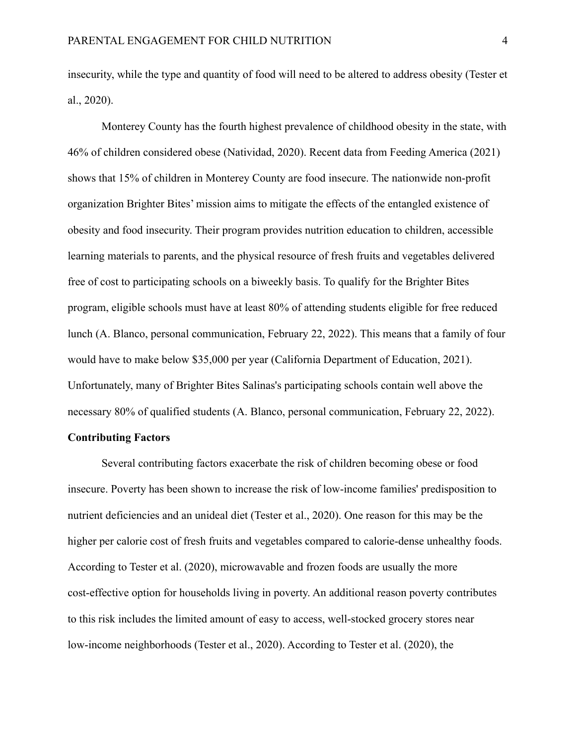insecurity, while the type and quantity of food will need to be altered to address obesity (Tester et al., 2020).

Monterey County has the fourth highest prevalence of childhood obesity in the state, with 46% of children considered obese (Natividad, 2020). Recent data from Feeding America (2021) shows that 15% of children in Monterey County are food insecure. The nationwide non-profit organization Brighter Bites' mission aims to mitigate the effects of the entangled existence of obesity and food insecurity. Their program provides nutrition education to children, accessible learning materials to parents, and the physical resource of fresh fruits and vegetables delivered free of cost to participating schools on a biweekly basis. To qualify for the Brighter Bites program, eligible schools must have at least 80% of attending students eligible for free reduced lunch (A. Blanco, personal communication, February 22, 2022). This means that a family of four would have to make below $35,000 per year (California Department of Education, 2021). Unfortunately, many of Brighter Bites Salinas's participating schools contain well above the necessary 80% of qualified students (A. Blanco, personal communication, February 22, 2022).

**Contributing Factors**

Several contributing factors exacerbate the risk of children becoming obese or food insecure. Poverty has been shown to increase the risk of low-income families' predisposition to nutrient deficiencies and an unideal diet (Tester et al., 2020). One reason for this may be the higher per calorie cost of fresh fruits and vegetables compared to calorie-dense unhealthy foods. According to Tester et al. (2020), microwavable and frozen foods are usually the more cost-effective option for households living in poverty. An additional reason poverty contributes to this risk includes the limited amount of easy to access, well-stocked grocery stores near low-income neighborhoods (Tester et al., 2020). According to Tester et al. (2020), the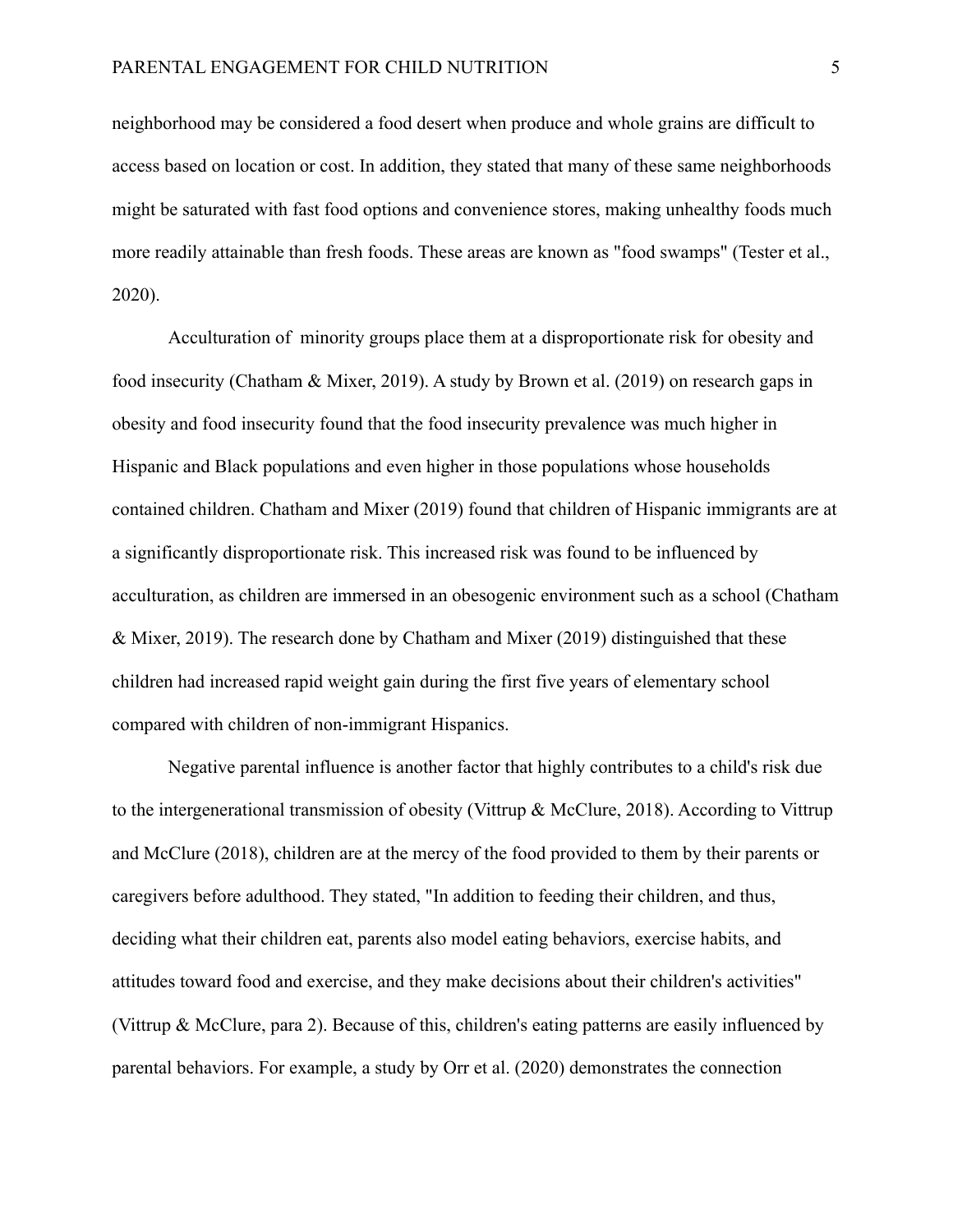neighborhood may be considered a food desert when produce and whole grains are difficult to access based on location or cost. In addition, they stated that many of these same neighborhoods might be saturated with fast food options and convenience stores, making unhealthy foods much more readily attainable than fresh foods. These areas are known as "food swamps" (Tester et al., 2020).

Acculturation of minority groups place them at a disproportionate risk for obesity and food insecurity (Chatham & Mixer, 2019). A study by Brown et al. (2019) on research gaps in obesity and food insecurity found that the food insecurity prevalence was much higher in Hispanic and Black populations and even higher in those populations whose households contained children. Chatham and Mixer (2019) found that children of Hispanic immigrants are at a significantly disproportionate risk. This increased risk was found to be influenced by acculturation, as children are immersed in an obesogenic environment such as a school (Chatham & Mixer, 2019). The research done by Chatham and Mixer (2019) distinguished that these children had increased rapid weight gain during the first five years of elementary school compared with children of non-immigrant Hispanics.

Negative parental influence is another factor that highly contributes to a child's risk due to the intergenerational transmission of obesity (Vittrup & McClure, 2018). According to Vittrup and McClure (2018), children are at the mercy of the food provided to them by their parents or caregivers before adulthood. They stated, "In addition to feeding their children, and thus, deciding what their children eat, parents also model eating behaviors, exercise habits, and attitudes toward food and exercise, and they make decisions about their children's activities" (Vittrup & McClure, para 2). Because of this, children's eating patterns are easily influenced by parental behaviors. For example, a study by Orr et al. (2020) demonstrates the connection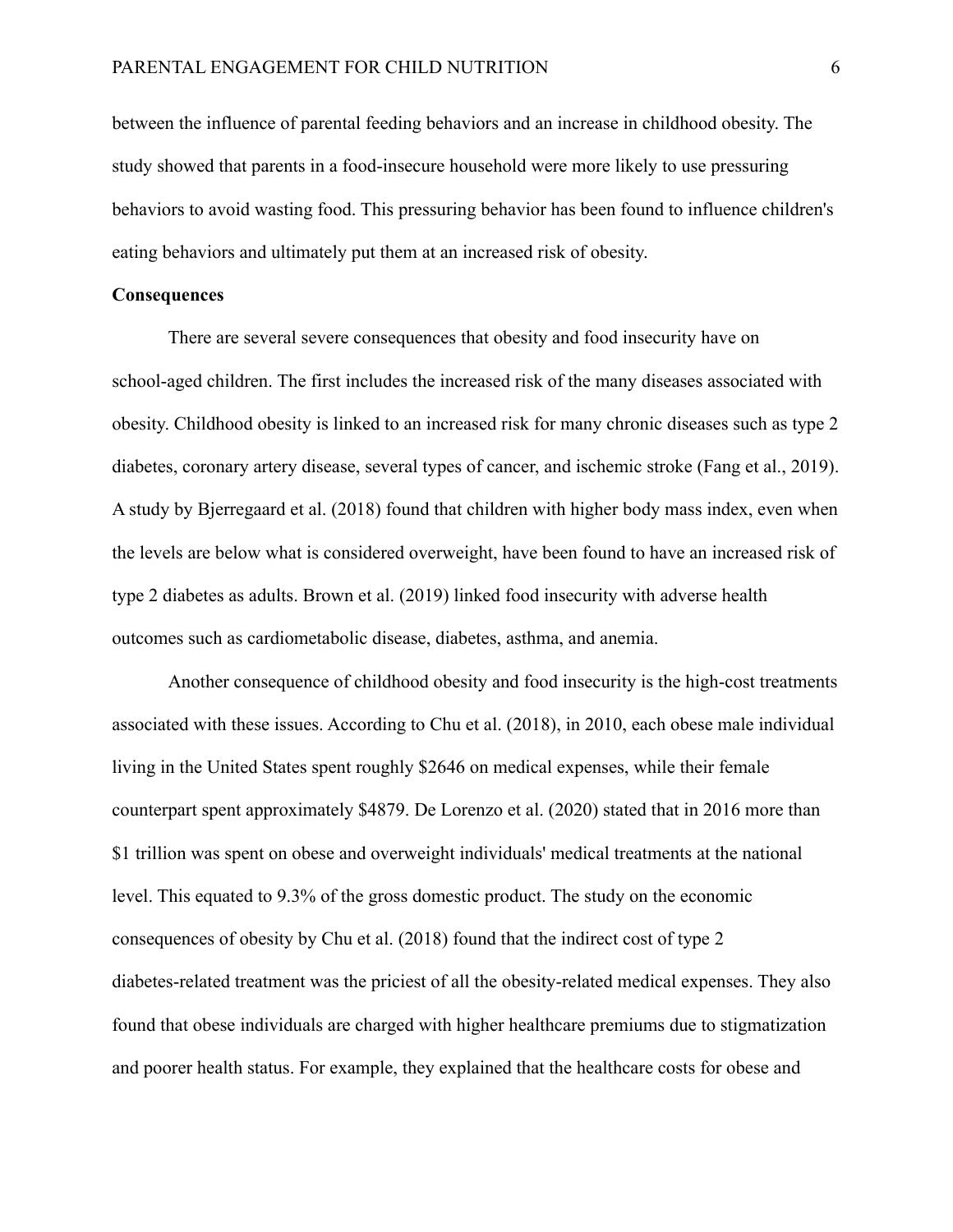between the influence of parental feeding behaviors and an increase in childhood obesity. The study showed that parents in a food-insecure household were more likely to use pressuring behaviors to avoid wasting food. This pressuring behavior has been found to influence children's eating behaviors and ultimately put them at an increased risk of obesity.

**Consequences**

There are several severe consequences that obesity and food insecurity have on school-aged children. The first includes the increased risk of the many diseases associated with obesity. Childhood obesity is linked to an increased risk for many chronic diseases such as type 2 diabetes, coronary artery disease, several types of cancer, and ischemic stroke (Fang et al., 2019). A study by Bjerregaard et al. (2018) found that children with higher body mass index, even when the levels are below what is considered overweight, have been found to have an increased risk of type 2 diabetes as adults. Brown et al. (2019) linked food insecurity with adverse health outcomes such as cardiometabolic disease, diabetes, asthma, and anemia.

Another consequence of childhood obesity and food insecurity is the high-cost treatments associated with these issues. According to Chu et al. (2018), in 2010, each obese male individual living in the United States spent roughly $2646 on medical expenses, while their female counterpart spent approximately $4879. De Lorenzo et al. (2020) stated that in 2016 more than $1 trillion was spent on obese and overweight individuals' medical treatments at the national level. This equated to 9.3% of the gross domestic product. The study on the economic consequences of obesity by Chu et al. (2018) found that the indirect cost of type 2 diabetes-related treatment was the priciest of all the obesity-related medical expenses. They also found that obese individuals are charged with higher healthcare premiums due to stigmatization and poorer health status. For example, they explained that the healthcare costs for obese and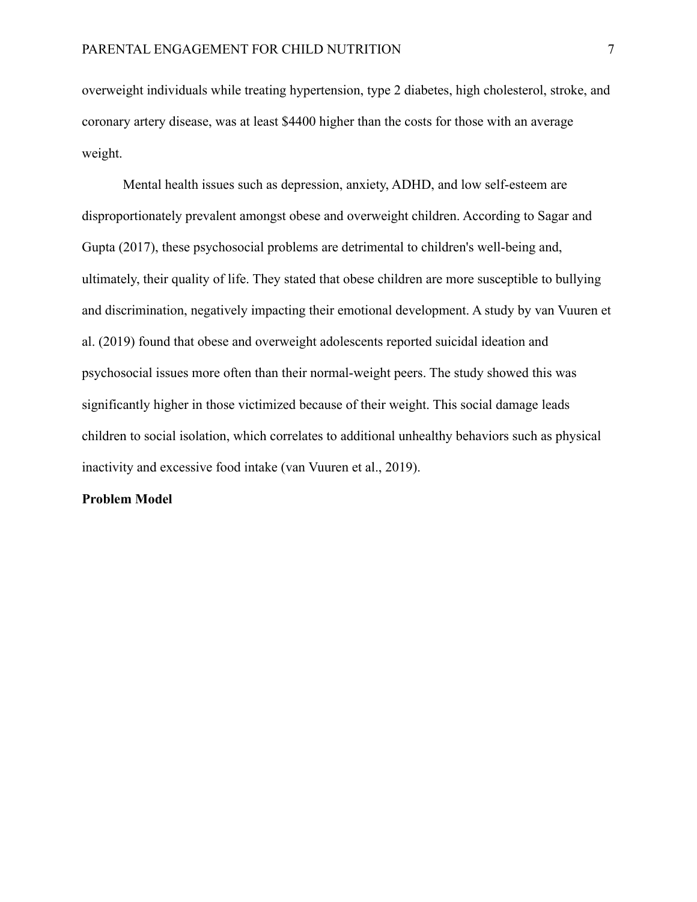overweight individuals while treating hypertension, type 2 diabetes, high cholesterol, stroke, and coronary artery disease, was at least $4400 higher than the costs for those with an average weight.

Mental health issues such as depression, anxiety, ADHD, and low self-esteem are disproportionately prevalent amongst obese and overweight children. According to Sagar and Gupta (2017), these psychosocial problems are detrimental to children's well-being and, ultimately, their quality of life. They stated that obese children are more susceptible to bullying and discrimination, negatively impacting their emotional development. A study by van Vuuren et al. (2019) found that obese and overweight adolescents reported suicidal ideation and psychosocial issues more often than their normal-weight peers. The study showed this was significantly higher in those victimized because of their weight. This social damage leads children to social isolation, which correlates to additional unhealthy behaviors such as physical inactivity and excessive food intake (van Vuuren et al., 2019).

**Problem Model**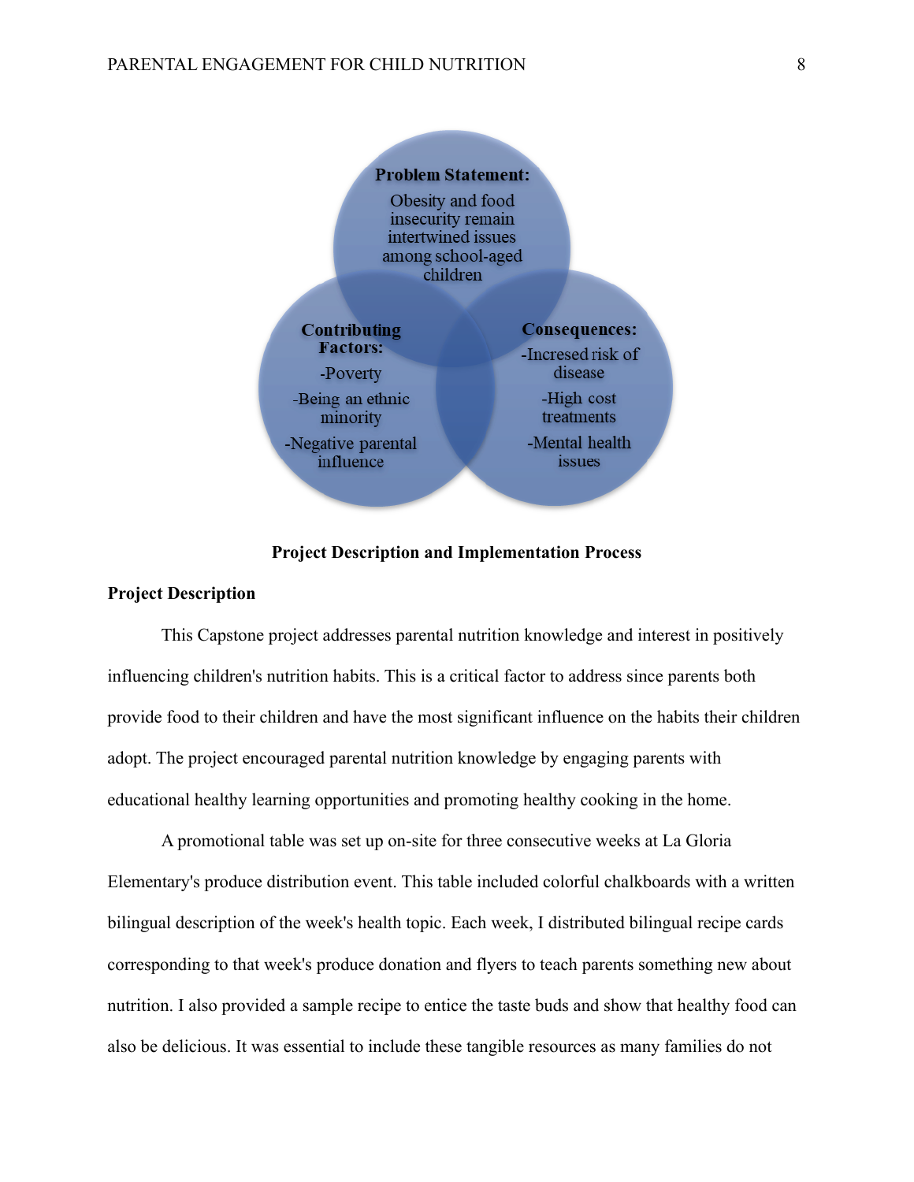**Problem Statement:**
Obesity and food insecurity remain intertwined issues among school-aged children

**Contributing Factors:**
-Poverty
-Being an ethnic minority
-Negative parental influence

**Consequences:**
-Incresed risk of disease
-High cost treatments
-Mental health issues

## Project Description and Implementation Process

### Project Description

This Capstone project addresses parental nutrition knowledge and interest in positively influencing children's nutrition habits. This is a critical factor to address since parents both provide food to their children and have the most significant influence on the habits their children adopt. The project encouraged parental nutrition knowledge by engaging parents with educational healthy learning opportunities and promoting healthy cooking in the home.

A promotional table was set up on-site for three consecutive weeks at La Gloria Elementary's produce distribution event. This table included colorful chalkboards with a written bilingual description of the week's health topic. Each week, I distributed bilingual recipe cards corresponding to that week's produce donation and flyers to teach parents something new about nutrition. I also provided a sample recipe to entice the taste buds and show that healthy food can also be delicious. It was essential to include these tangible resources as many families do not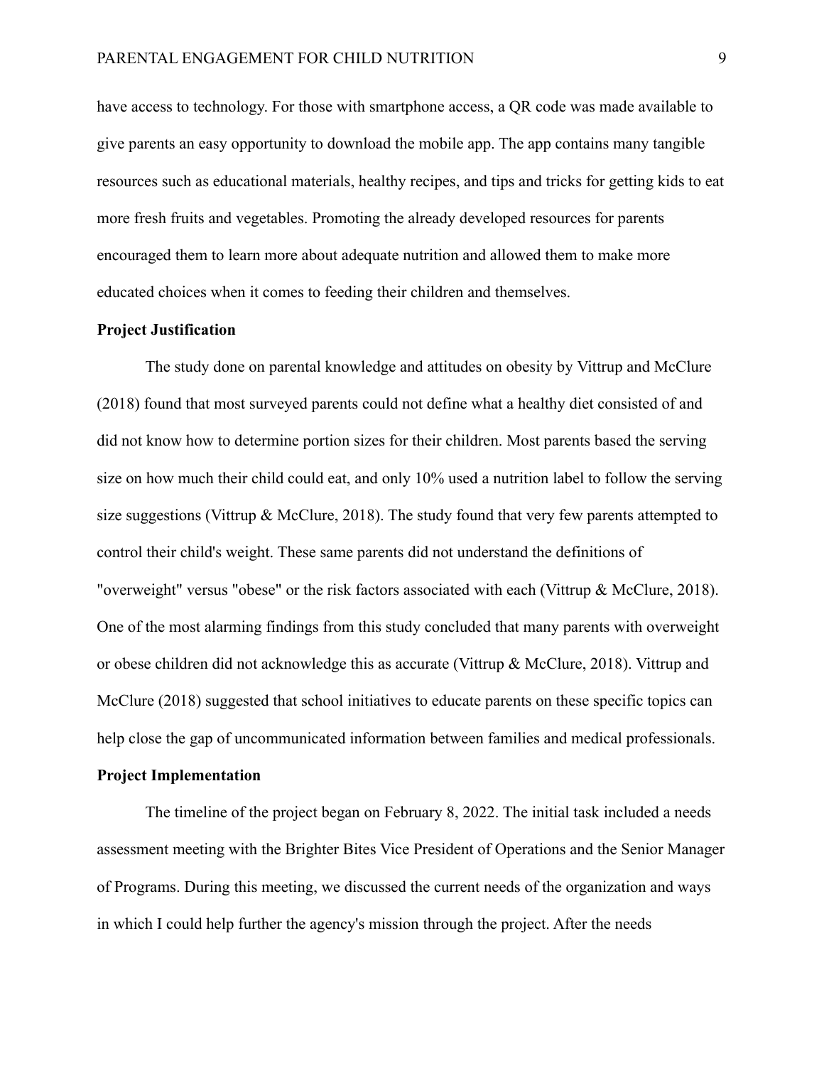have access to technology. For those with smartphone access, a QR code was made available to give parents an easy opportunity to download the mobile app. The app contains many tangible resources such as educational materials, healthy recipes, and tips and tricks for getting kids to eat more fresh fruits and vegetables. Promoting the already developed resources for parents encouraged them to learn more about adequate nutrition and allowed them to make more educated choices when it comes to feeding their children and themselves.

**Project Justification**

The study done on parental knowledge and attitudes on obesity by Vittrup and McClure (2018) found that most surveyed parents could not define what a healthy diet consisted of and did not know how to determine portion sizes for their children. Most parents based the serving size on how much their child could eat, and only 10% used a nutrition label to follow the serving size suggestions (Vittrup & McClure, 2018). The study found that very few parents attempted to control their child's weight. These same parents did not understand the definitions of "overweight" versus "obese" or the risk factors associated with each (Vittrup & McClure, 2018). One of the most alarming findings from this study concluded that many parents with overweight or obese children did not acknowledge this as accurate (Vittrup & McClure, 2018). Vittrup and McClure (2018) suggested that school initiatives to educate parents on these specific topics can help close the gap of uncommunicated information between families and medical professionals.

**Project Implementation**

The timeline of the project began on February 8, 2022. The initial task included a needs assessment meeting with the Brighter Bites Vice President of Operations and the Senior Manager of Programs. During this meeting, we discussed the current needs of the organization and ways in which I could help further the agency's mission through the project. After the needs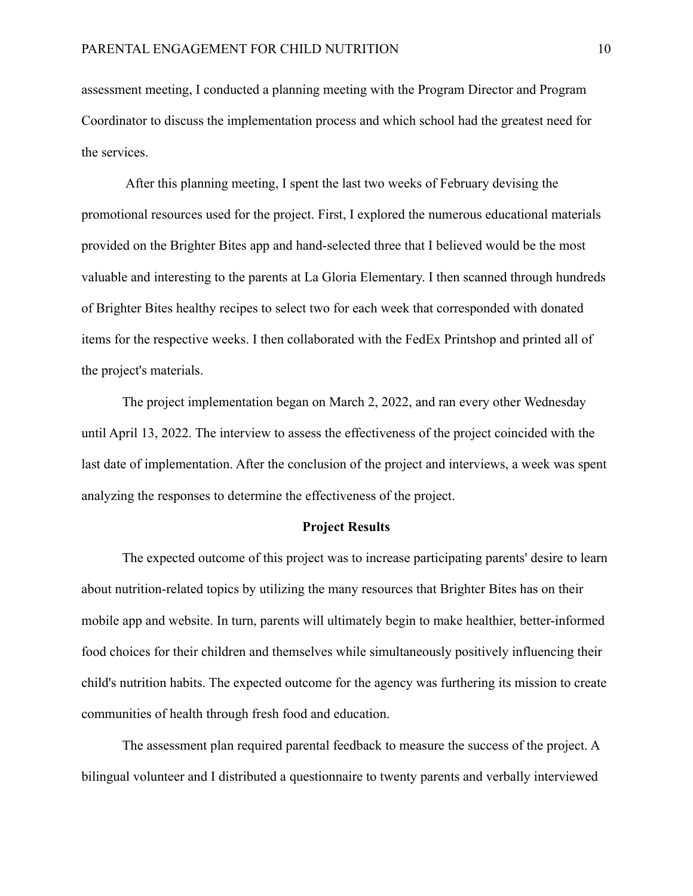assessment meeting, I conducted a planning meeting with the Program Director and Program Coordinator to discuss the implementation process and which school had the greatest need for the services.

After this planning meeting, I spent the last two weeks of February devising the promotional resources used for the project. First, I explored the numerous educational materials provided on the Brighter Bites app and hand-selected three that I believed would be the most valuable and interesting to the parents at La Gloria Elementary. I then scanned through hundreds of Brighter Bites healthy recipes to select two for each week that corresponded with donated items for the respective weeks. I then collaborated with the FedEx Printshop and printed all of the project's materials.

The project implementation began on March 2, 2022, and ran every other Wednesday until April 13, 2022. The interview to assess the effectiveness of the project coincided with the last date of implementation. After the conclusion of the project and interviews, a week was spent analyzing the responses to determine the effectiveness of the project.

## Project Results

The expected outcome of this project was to increase participating parents' desire to learn about nutrition-related topics by utilizing the many resources that Brighter Bites has on their mobile app and website. In turn, parents will ultimately begin to make healthier, better-informed food choices for their children and themselves while simultaneously positively influencing their child's nutrition habits. The expected outcome for the agency was furthering its mission to create communities of health through fresh food and education.

The assessment plan required parental feedback to measure the success of the project. A bilingual volunteer and I distributed a questionnaire to twenty parents and verbally interviewed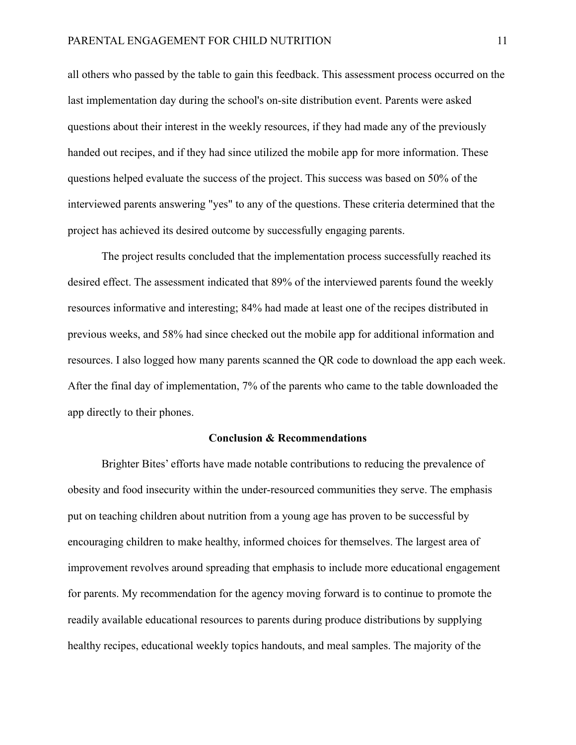all others who passed by the table to gain this feedback. This assessment process occurred on the last implementation day during the school's on-site distribution event. Parents were asked questions about their interest in the weekly resources, if they had made any of the previously handed out recipes, and if they had since utilized the mobile app for more information. These questions helped evaluate the success of the project. This success was based on 50% of the interviewed parents answering "yes" to any of the questions. These criteria determined that the project has achieved its desired outcome by successfully engaging parents.

The project results concluded that the implementation process successfully reached its desired effect. The assessment indicated that 89% of the interviewed parents found the weekly resources informative and interesting; 84% had made at least one of the recipes distributed in previous weeks, and 58% had since checked out the mobile app for additional information and resources. I also logged how many parents scanned the QR code to download the app each week. After the final day of implementation, 7% of the parents who came to the table downloaded the app directly to their phones.

## Conclusion & Recommendations

Brighter Bites' efforts have made notable contributions to reducing the prevalence of obesity and food insecurity within the under-resourced communities they serve. The emphasis put on teaching children about nutrition from a young age has proven to be successful by encouraging children to make healthy, informed choices for themselves. The largest area of improvement revolves around spreading that emphasis to include more educational engagement for parents. My recommendation for the agency moving forward is to continue to promote the readily available educational resources to parents during produce distributions by supplying healthy recipes, educational weekly topics handouts, and meal samples. The majority of the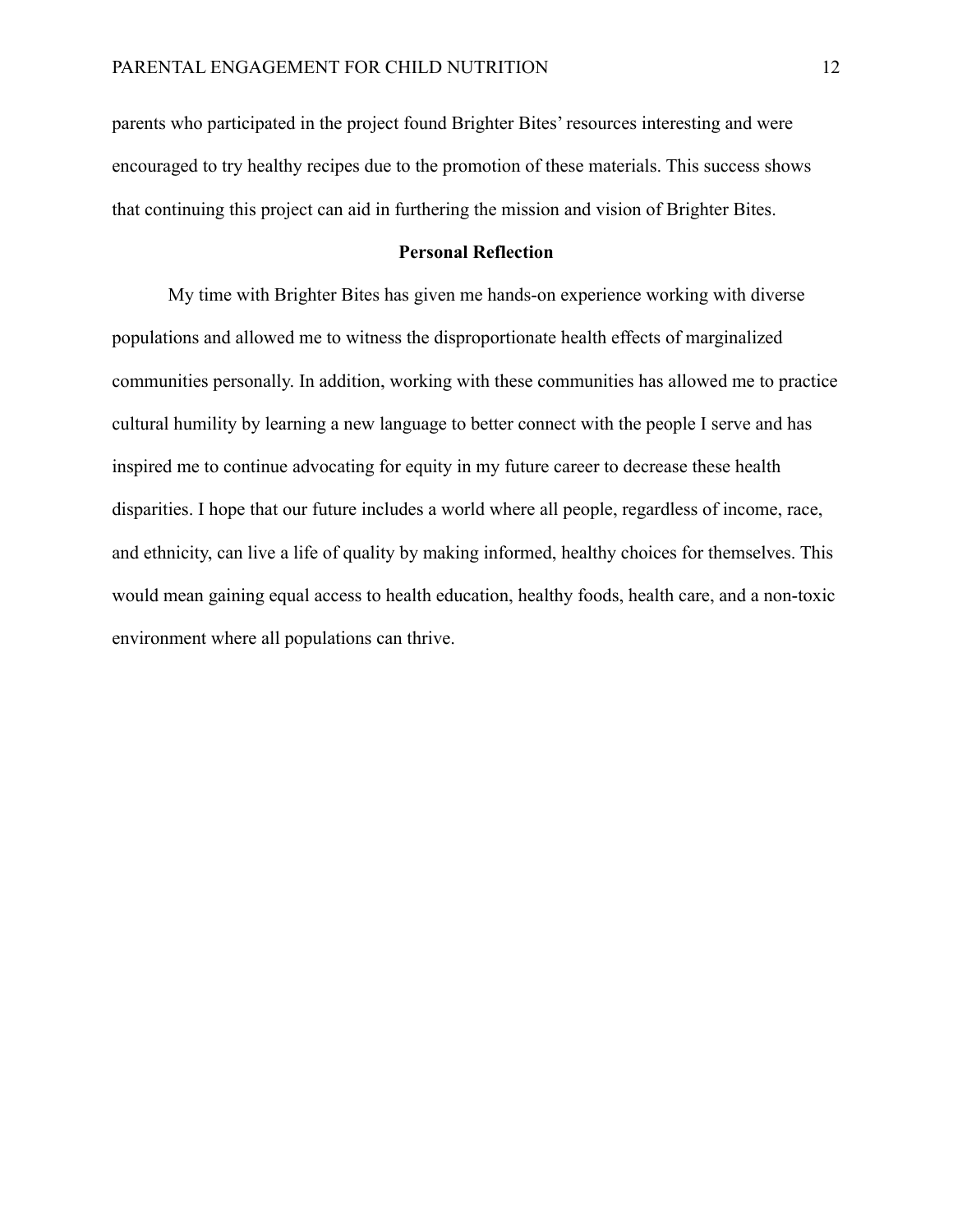parents who participated in the project found Brighter Bites' resources interesting and were encouraged to try healthy recipes due to the promotion of these materials. This success shows that continuing this project can aid in furthering the mission and vision of Brighter Bites.

## Personal Reflection

My time with Brighter Bites has given me hands-on experience working with diverse populations and allowed me to witness the disproportionate health effects of marginalized communities personally. In addition, working with these communities has allowed me to practice cultural humility by learning a new language to better connect with the people I serve and has inspired me to continue advocating for equity in my future career to decrease these health disparities. I hope that our future includes a world where all people, regardless of income, race, and ethnicity, can live a life of quality by making informed, healthy choices for themselves. This would mean gaining equal access to health education, healthy foods, health care, and a non-toxic environment where all populations can thrive.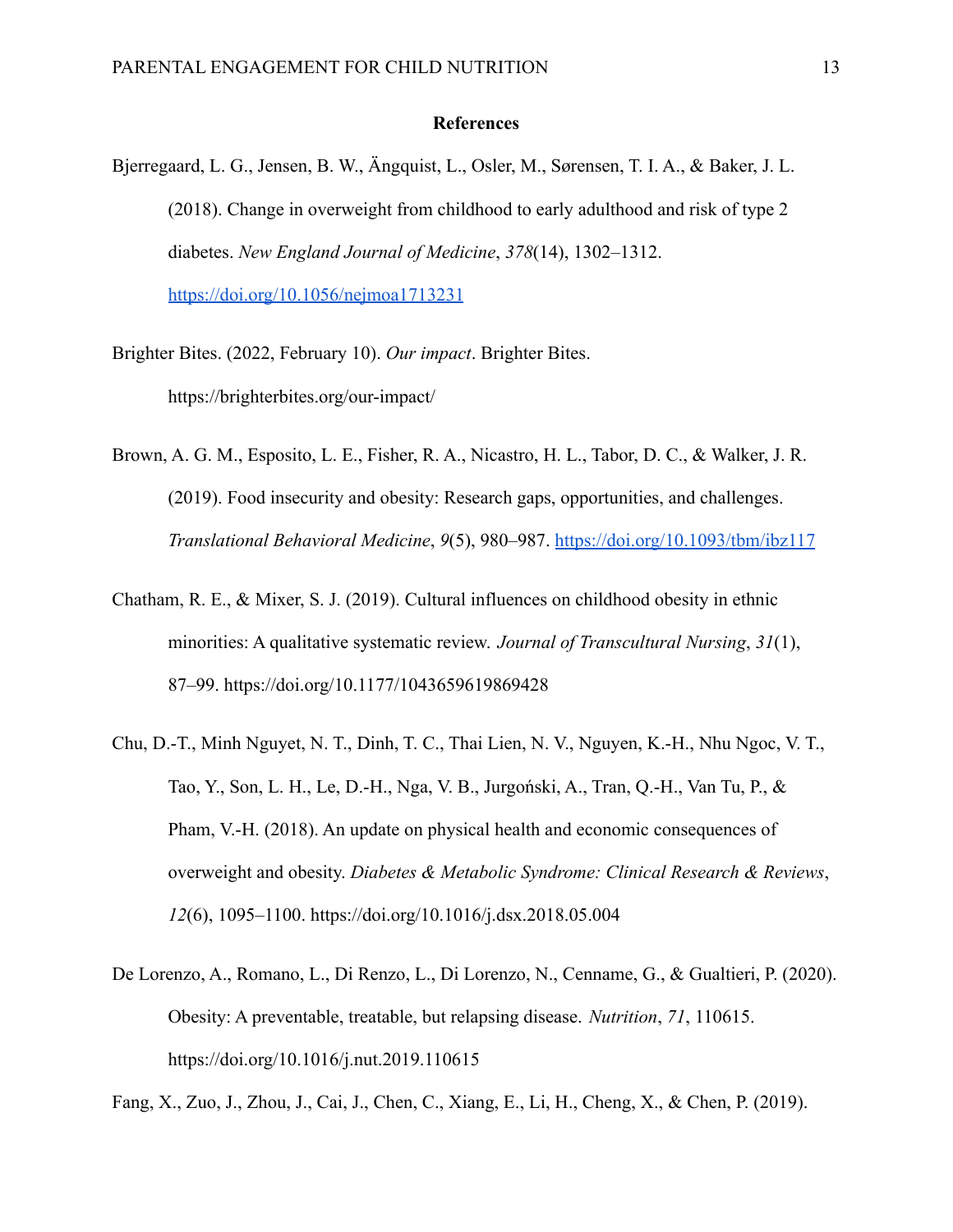**References**

Bjerregaard, L. G., Jensen, B. W., Ängquist, L., Osler, M., Sørensen, T. I. A., & Baker, J. L. (2018). Change in overweight from childhood to early adulthood and risk of type 2 diabetes. *New England Journal of Medicine*, *378*(14), 1302–1312. https://doi.org/10.1056/nejmoa1713231

Brighter Bites. (2022, February 10). *Our impact*. Brighter Bites. https://brighterbites.org/our-impact/

Brown, A. G. M., Esposito, L. E., Fisher, R. A., Nicastro, H. L., Tabor, D. C., & Walker, J. R. (2019). Food insecurity and obesity: Research gaps, opportunities, and challenges. *Translational Behavioral Medicine*, *9*(5), 980–987. https://doi.org/10.1093/tbm/ibz117

Chatham, R. E., & Mixer, S. J. (2019). Cultural influences on childhood obesity in ethnic minorities: A qualitative systematic review. *Journal of Transcultural Nursing*, *31*(1), 87–99. https://doi.org/10.1177/1043659619869428

Chu, D.-T., Minh Nguyet, N. T., Dinh, T. C., Thai Lien, N. V., Nguyen, K.-H., Nhu Ngoc, V. T., Tao, Y., Son, L. H., Le, D.-H., Nga, V. B., Jurgoński, A., Tran, Q.-H., Van Tu, P., & Pham, V.-H. (2018). An update on physical health and economic consequences of overweight and obesity. *Diabetes & Metabolic Syndrome: Clinical Research & Reviews*, *12*(6), 1095–1100. https://doi.org/10.1016/j.dsx.2018.05.004

De Lorenzo, A., Romano, L., Di Renzo, L., Di Lorenzo, N., Cenname, G., & Gualtieri, P. (2020). Obesity: A preventable, treatable, but relapsing disease. *Nutrition*, *71*, 110615. https://doi.org/10.1016/j.nut.2019.110615

Fang, X., Zuo, J., Zhou, J., Cai, J., Chen, C., Xiang, E., Li, H., Cheng, X., & Chen, P. (2019).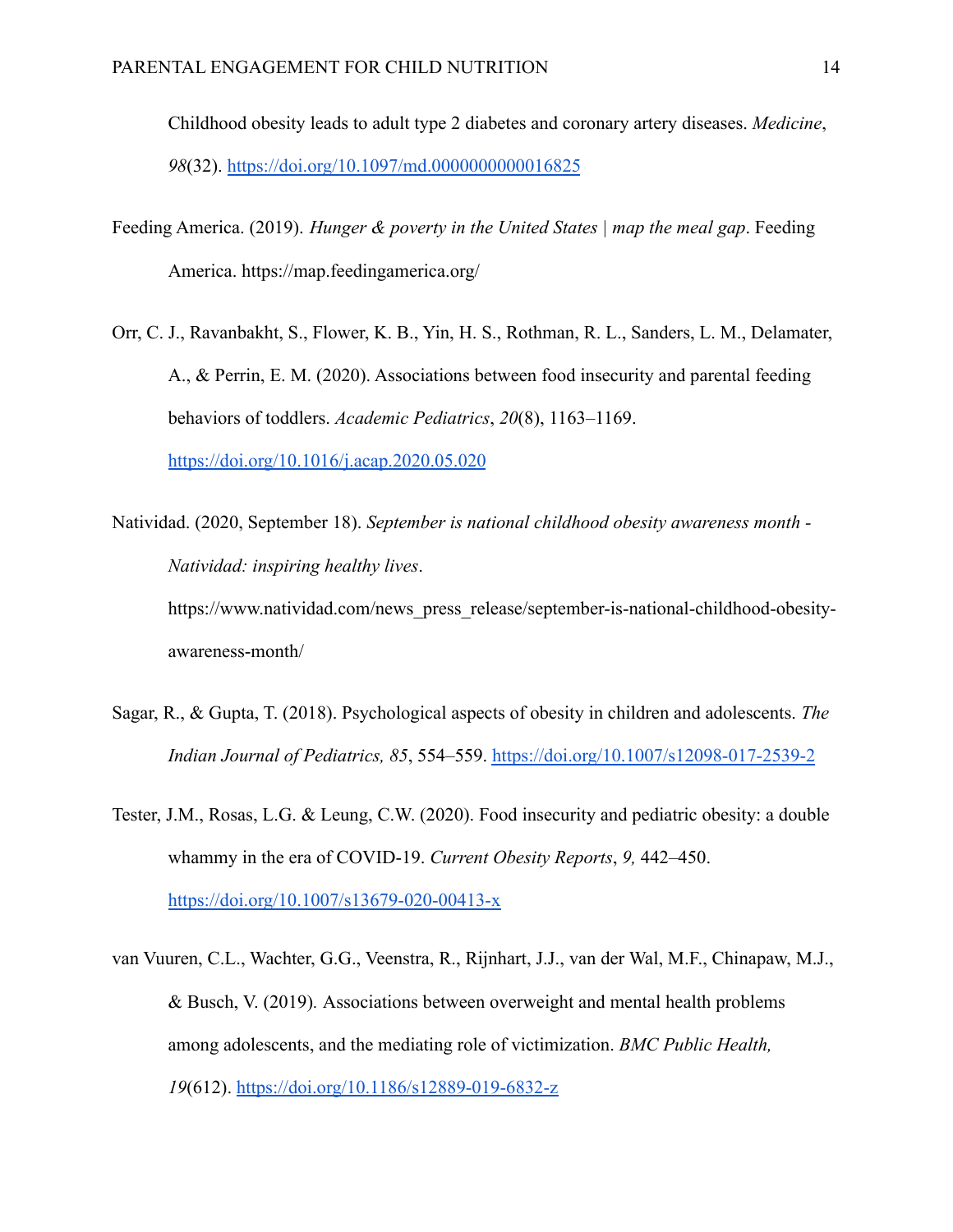Childhood obesity leads to adult type 2 diabetes and coronary artery diseases. *Medicine*, *98*(32). https://doi.org/10.1097/md.0000000000016825

Feeding America. (2019). *Hunger & poverty in the United States | map the meal gap*. Feeding America. https://map.feedingamerica.org/

Orr, C. J., Ravanbakht, S., Flower, K. B., Yin, H. S., Rothman, R. L., Sanders, L. M., Delamater, A., & Perrin, E. M. (2020). Associations between food insecurity and parental feeding behaviors of toddlers. *Academic Pediatrics*, *20*(8), 1163–1169. https://doi.org/10.1016/j.acap.2020.05.020

Natividad. (2020, September 18). *September is national childhood obesity awareness month - Natividad: inspiring healthy lives*. https://www.natividad.com/news_press_release/september-is-national-childhood-obesity-awareness-month/

Sagar, R., & Gupta, T. (2018). Psychological aspects of obesity in children and adolescents. *The Indian Journal of Pediatrics, 85*, 554–559. https://doi.org/10.1007/s12098-017-2539-2

Tester, J.M., Rosas, L.G. & Leung, C.W. (2020). Food insecurity and pediatric obesity: a double whammy in the era of COVID-19. *Current Obesity Reports*, *9,* 442–450. https://doi.org/10.1007/s13679-020-00413-x

van Vuuren, C.L., Wachter, G.G., Veenstra, R., Rijnhart, J.J., van der Wal, M.F., Chinapaw, M.J., & Busch, V. (2019). Associations between overweight and mental health problems among adolescents, and the mediating role of victimization. *BMC Public Health, 19*(612). https://doi.org/10.1186/s12889-019-6832-z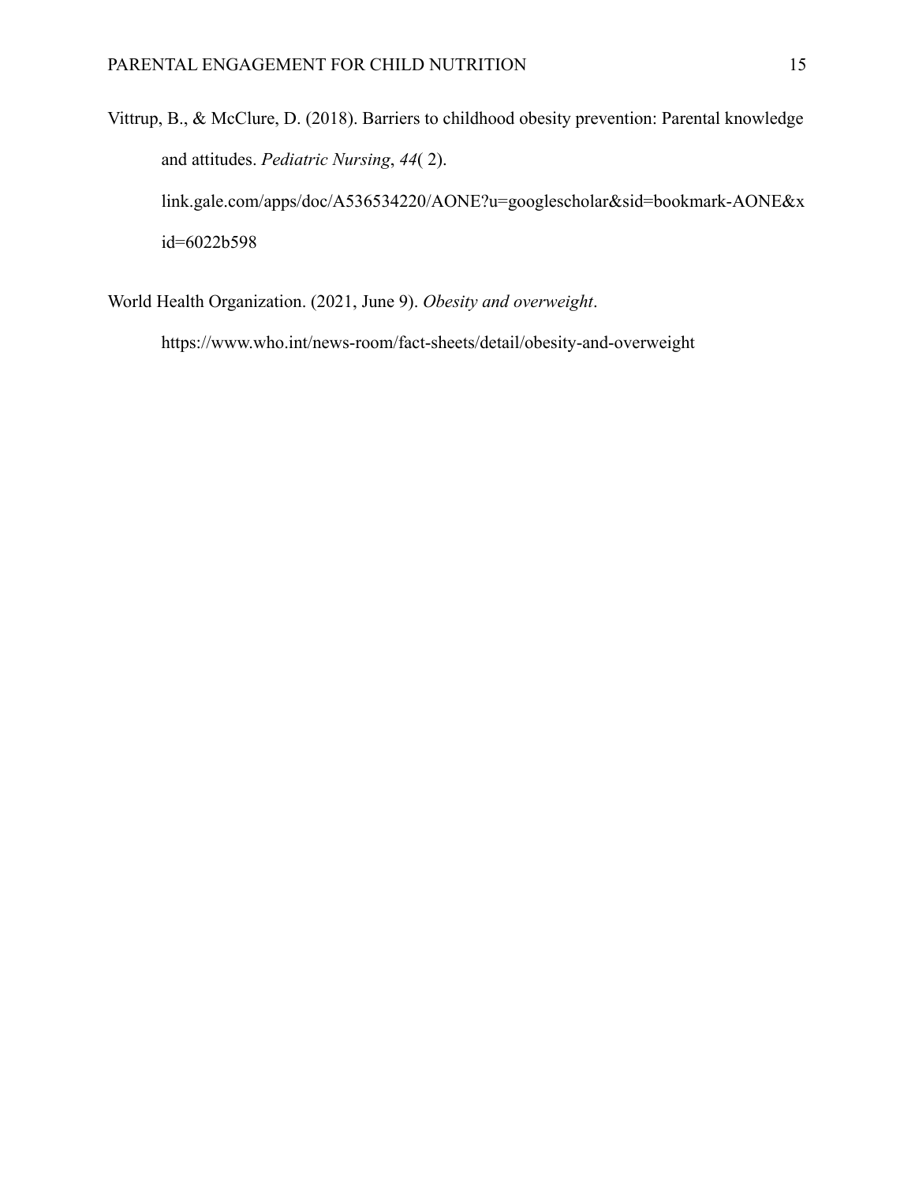Vittrup, B., & McClure, D. (2018). Barriers to childhood obesity prevention: Parental knowledge and attitudes. *Pediatric Nursing*, *44*( 2). link.gale.com/apps/doc/A536534220/AONE?u=googlescholar&sid=bookmark-AONE&xid=6022b598

World Health Organization. (2021, June 9). *Obesity and overweight*. https://www.who.int/news-room/fact-sheets/detail/obesity-and-overweight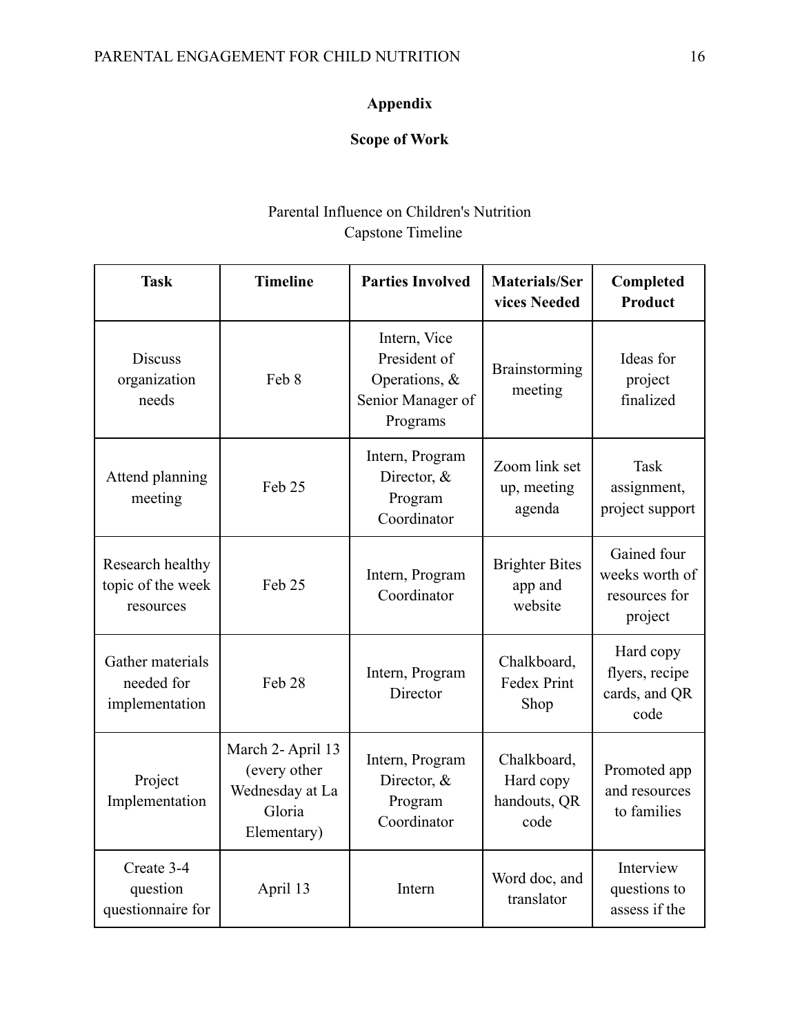## Appendix

### Scope of Work

Parental Influence on Children's Nutrition
Capstone Timeline

| Task | Timeline | Parties Involved | Materials/Services Needed | Completed Product |
|---|---|---|---|---|
| Discuss organization needs | Feb 8 | Intern, Vice President of Operations, & Senior Manager of Programs | Brainstorming meeting | Ideas for project finalized |
| Attend planning meeting | Feb 25 | Intern, Program Director, & Program Coordinator | Zoom link set up, meeting agenda | Task assignment, project support |
| Research healthy topic of the week resources | Feb 25 | Intern, Program Coordinator | Brighter Bites app and website | Gained four weeks worth of resources for project |
| Gather materials needed for implementation | Feb 28 | Intern, Program Director | Chalkboard, Fedex Print Shop | Hard copy flyers, recipe cards, and QR code |
| Project Implementation | March 2- April 13 (every other Wednesday at La Gloria Elementary) | Intern, Program Director, & Program Coordinator | Chalkboard, Hard copy handouts, QR code | Promoted app and resources to families |
| Create 3-4 question questionnaire for | April 13 | Intern | Word doc, and translator | Interview questions to assess if the |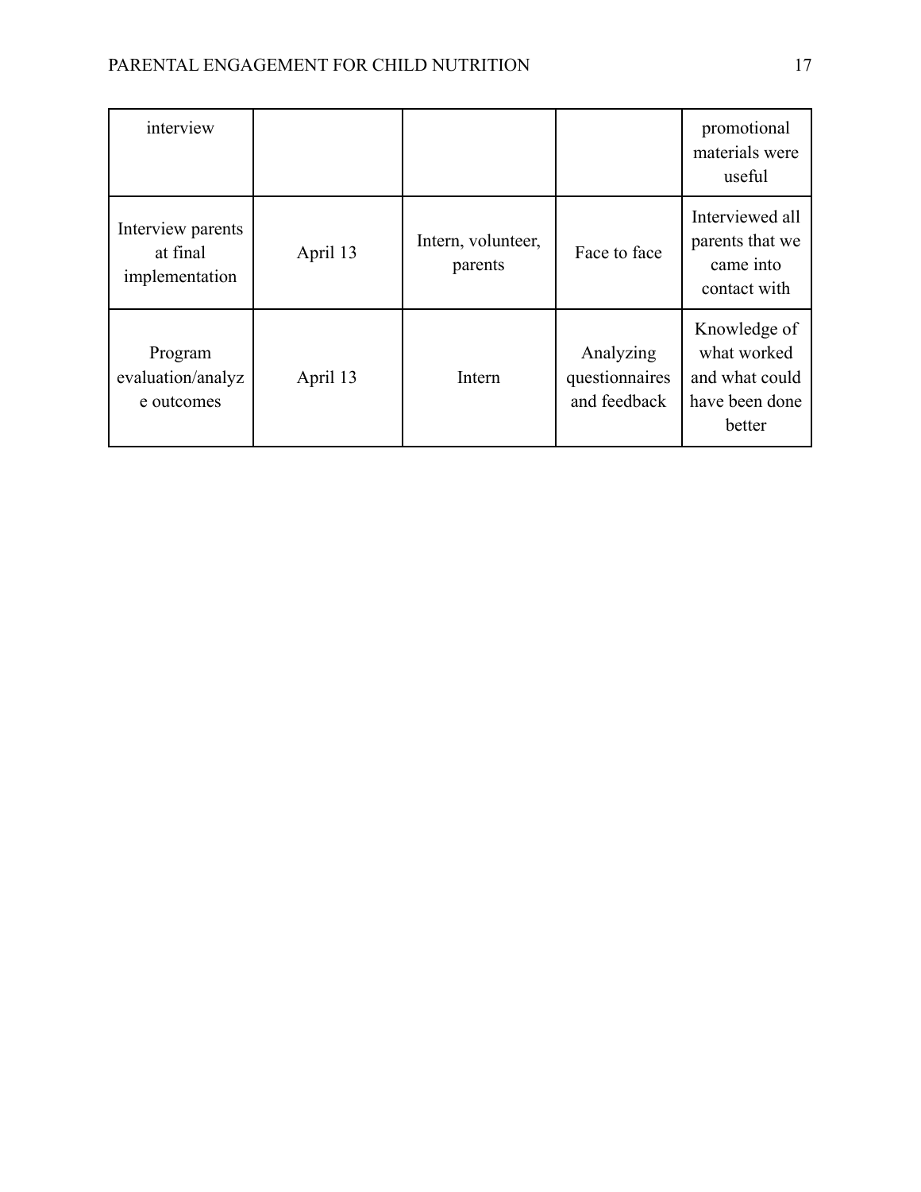| | | | | |
|---|---|---|---|---|
| interview | | | | promotional materials were useful |
| Interview parents at final implementation | April 13 | Intern, volunteer, parents | Face to face | Interviewed all parents that we came into contact with |
| Program evaluation/analyze outcomes | April 13 | Intern | Analyzing questionnaires and feedback | Knowledge of what worked and what could have been done better |